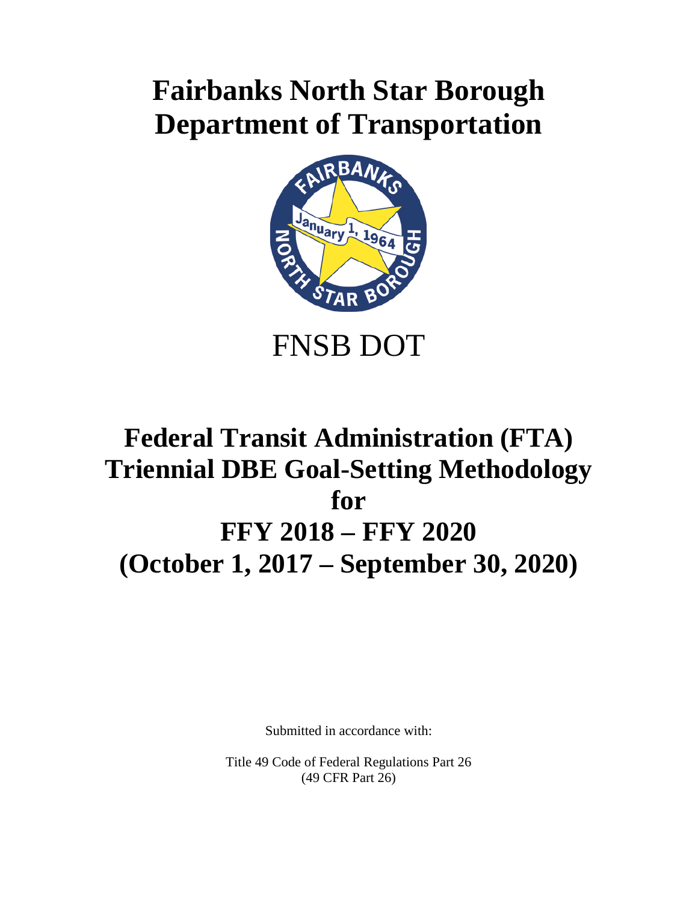# Fairbanks North Star Borough Department of Transportation

FNSB DOT

# Federal Transit Administration (FTA) Triennial DBE Goal-Setting Methodology for FFY 2018 – FFY 2020 (October 1, 2017 – September 30, 2020)

Submitted in accordance with:

Title 49 Code of Federal Regulations Part 26
(49 CFR Part 26)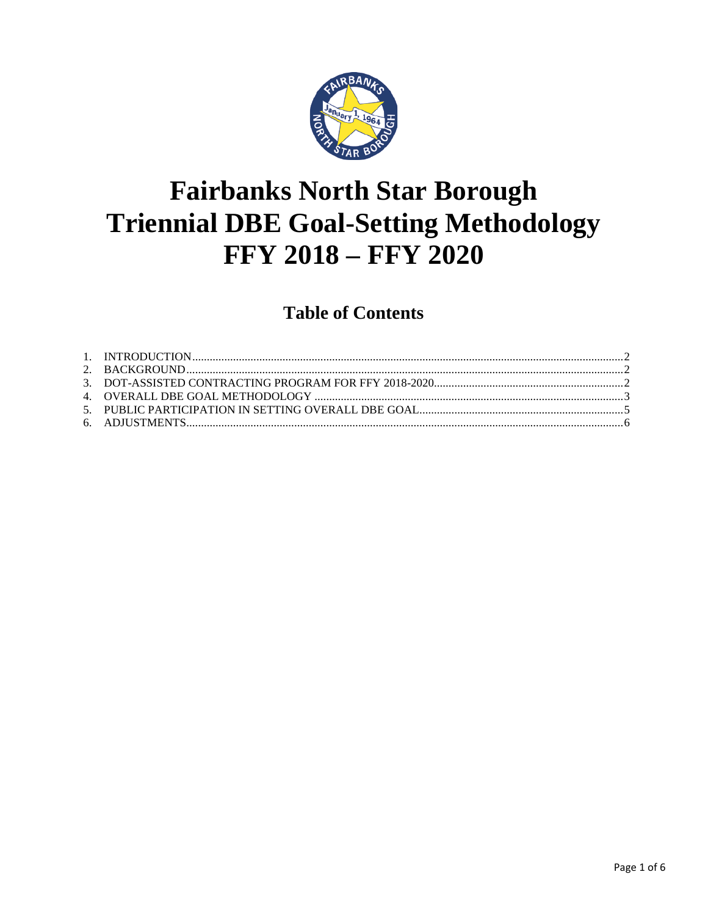# Fairbanks North Star Borough Triennial DBE Goal-Setting Methodology FFY 2018 – FFY 2020

## Table of Contents

1. INTRODUCTION....................2
2. BACKGROUND....................2
3. DOT-ASSISTED CONTRACTING PROGRAM FOR FFY 2018-2020....................2
4. OVERALL DBE GOAL METHODOLOGY....................3
5. PUBLIC PARTICIPATION IN SETTING OVERALL DBE GOAL....................5
6. ADJUSTMENTS....................6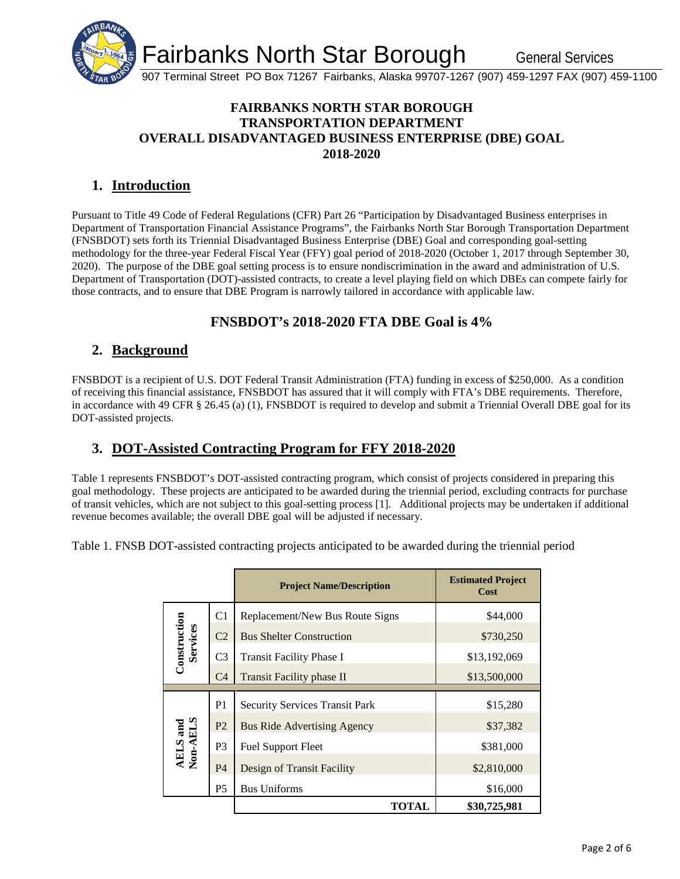Fairbanks North Star Borough General Services

907 Terminal Street PO Box 71267 Fairbanks, Alaska 99707-1267 (907) 459-1297 FAX (907) 459-1100

# FAIRBANKS NORTH STAR BOROUGH
# TRANSPORTATION DEPARTMENT
# OVERALL DISADVANTAGED BUSINESS ENTERPRISE (DBE) GOAL
# 2018-2020

## 1. Introduction

Pursuant to Title 49 Code of Federal Regulations (CFR) Part 26 "Participation by Disadvantaged Business enterprises in Department of Transportation Financial Assistance Programs", the Fairbanks North Star Borough Transportation Department (FNSBDOT) sets forth its Triennial Disadvantaged Business Enterprise (DBE) Goal and corresponding goal-setting methodology for the three-year Federal Fiscal Year (FFY) goal period of 2018-2020 (October 1, 2017 through September 30, 2020). The purpose of the DBE goal setting process is to ensure nondiscrimination in the award and administration of U.S. Department of Transportation (DOT)-assisted contracts, to create a level playing field on which DBEs can compete fairly for those contracts, and to ensure that DBE Program is narrowly tailored in accordance with applicable law.

### FNSBDOT's 2018-2020 FTA DBE Goal is 4%

## 2. Background

FNSBDOT is a recipient of U.S. DOT Federal Transit Administration (FTA) funding in excess of $250,000. As a condition of receiving this financial assistance, FNSBDOT has assured that it will comply with FTA's DBE requirements. Therefore, in accordance with 49 CFR § 26.45 (a) (1), FNSBDOT is required to develop and submit a Triennial Overall DBE goal for its DOT-assisted projects.

## 3. DOT-Assisted Contracting Program for FFY 2018-2020

Table 1 represents FNSBDOT's DOT-assisted contracting program, which consist of projects considered in preparing this goal methodology. These projects are anticipated to be awarded during the triennial period, excluding contracts for purchase of transit vehicles, which are not subject to this goal-setting process [1]. Additional projects may be undertaken if additional revenue becomes available; the overall DBE goal will be adjusted if necessary.

Table 1. FNSB DOT-assisted contracting projects anticipated to be awarded during the triennial period

| | | Project Name/Description | Estimated Project Cost |
|---|---|---|---|
| Construction Services | C1 | Replacement/New Bus Route Signs | $44,000 |
| | C2 | Bus Shelter Construction | $730,250 |
| | C3 | Transit Facility Phase I | $13,192,069 |
| | C4 | Transit Facility phase II | $13,500,000 |
| AELS and Non-AELS | P1 | Security Services Transit Park | $15,280 |
| | P2 | Bus Ride Advertising Agency | $37,382 |
| | P3 | Fuel Support Fleet | $381,000 |
| | P4 | Design of Transit Facility | $2,810,000 |
| | P5 | Bus Uniforms | $16,000 |
| | | **TOTAL** | **$30,725,981** |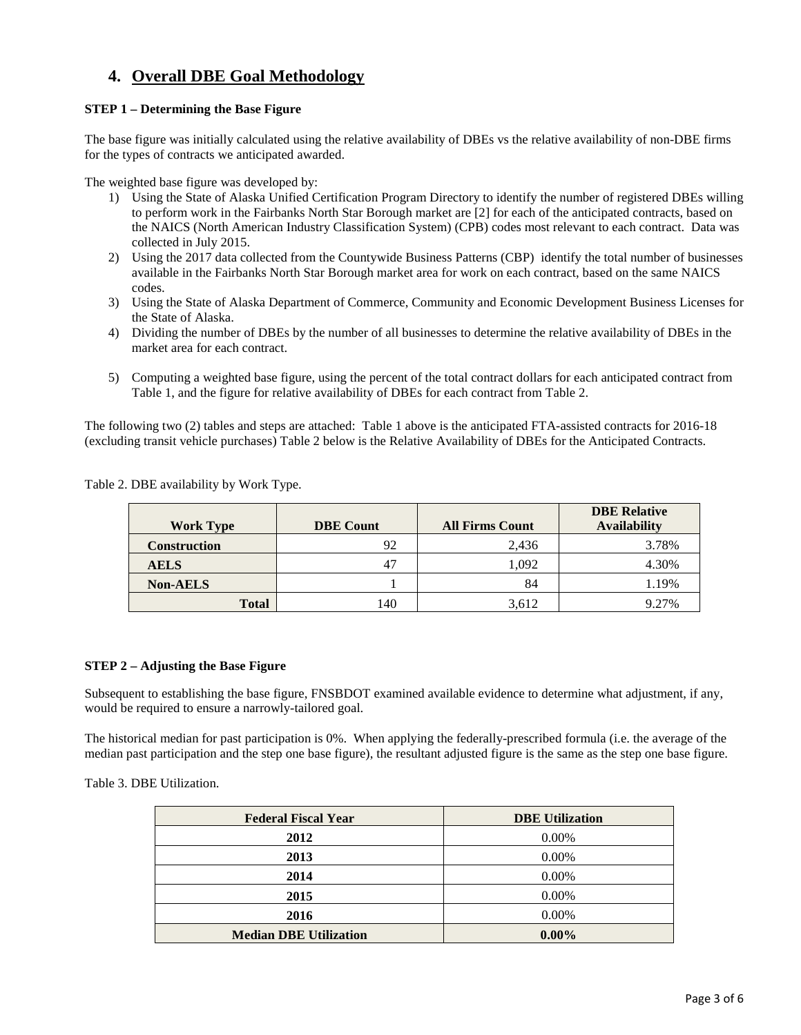## 4. Overall DBE Goal Methodology

**STEP 1 – Determining the Base Figure**

The base figure was initially calculated using the relative availability of DBEs vs the relative availability of non-DBE firms for the types of contracts we anticipated awarded.

The weighted base figure was developed by:

1) Using the State of Alaska Unified Certification Program Directory to identify the number of registered DBEs willing to perform work in the Fairbanks North Star Borough market are [2] for each of the anticipated contracts, based on the NAICS (North American Industry Classification System) (CPB) codes most relevant to each contract. Data was collected in July 2015.
2) Using the 2017 data collected from the Countywide Business Patterns (CBP) identify the total number of businesses available in the Fairbanks North Star Borough market area for work on each contract, based on the same NAICS codes.
3) Using the State of Alaska Department of Commerce, Community and Economic Development Business Licenses for the State of Alaska.
4) Dividing the number of DBEs by the number of all businesses to determine the relative availability of DBEs in the market area for each contract.
5) Computing a weighted base figure, using the percent of the total contract dollars for each anticipated contract from Table 1, and the figure for relative availability of DBEs for each contract from Table 2.

The following two (2) tables and steps are attached: Table 1 above is the anticipated FTA-assisted contracts for 2016-18 (excluding transit vehicle purchases) Table 2 below is the Relative Availability of DBEs for the Anticipated Contracts.

Table 2. DBE availability by Work Type.

| Work Type | DBE Count | All Firms Count | DBE Relative Availability |
|---|---|---|---|
| **Construction** | 92 | 2,436 | 3.78% |
| **AELS** | 47 | 1,092 | 4.30% |
| **Non-AELS** | 1 | 84 | 1.19% |
| **Total** | 140 | 3,612 | 9.27% |

**STEP 2 – Adjusting the Base Figure**

Subsequent to establishing the base figure, FNSBDOT examined available evidence to determine what adjustment, if any, would be required to ensure a narrowly-tailored goal.

The historical median for past participation is 0%. When applying the federally-prescribed formula (i.e. the average of the median past participation and the step one base figure), the resultant adjusted figure is the same as the step one base figure.

Table 3. DBE Utilization.

| Federal Fiscal Year | DBE Utilization |
|---|---|
| **2012** | 0.00% |
| **2013** | 0.00% |
| **2014** | 0.00% |
| **2015** | 0.00% |
| **2016** | 0.00% |
| **Median DBE Utilization** | **0.00%** |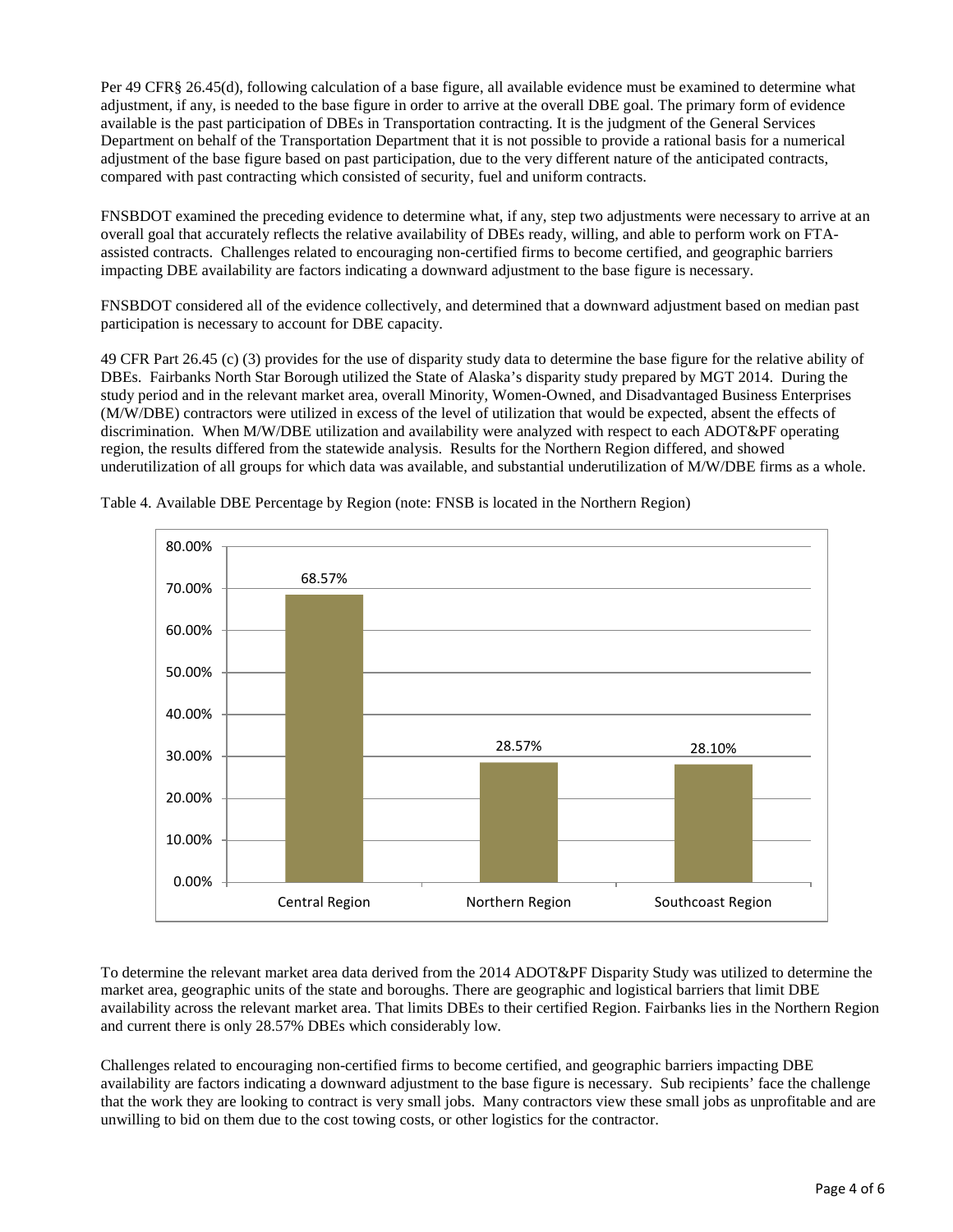Per 49 CFR§ 26.45(d), following calculation of a base figure, all available evidence must be examined to determine what adjustment, if any, is needed to the base figure in order to arrive at the overall DBE goal. The primary form of evidence available is the past participation of DBEs in Transportation contracting. It is the judgment of the General Services Department on behalf of the Transportation Department that it is not possible to provide a rational basis for a numerical adjustment of the base figure based on past participation, due to the very different nature of the anticipated contracts, compared with past contracting which consisted of security, fuel and uniform contracts.

FNSBDOT examined the preceding evidence to determine what, if any, step two adjustments were necessary to arrive at an overall goal that accurately reflects the relative availability of DBEs ready, willing, and able to perform work on FTA-assisted contracts. Challenges related to encouraging non-certified firms to become certified, and geographic barriers impacting DBE availability are factors indicating a downward adjustment to the base figure is necessary.

FNSBDOT considered all of the evidence collectively, and determined that a downward adjustment based on median past participation is necessary to account for DBE capacity.

49 CFR Part 26.45 (c) (3) provides for the use of disparity study data to determine the base figure for the relative ability of DBEs. Fairbanks North Star Borough utilized the State of Alaska's disparity study prepared by MGT 2014. During the study period and in the relevant market area, overall Minority, Women-Owned, and Disadvantaged Business Enterprises (M/W/DBE) contractors were utilized in excess of the level of utilization that would be expected, absent the effects of discrimination. When M/W/DBE utilization and availability were analyzed with respect to each ADOT&PF operating region, the results differed from the statewide analysis. Results for the Northern Region differed, and showed underutilization of all groups for which data was available, and substantial underutilization of M/W/DBE firms as a whole.

Table 4. Available DBE Percentage by Region (note: FNSB is located in the Northern Region)

80.00%
70.00%
60.00%
50.00%
40.00%
30.00%
20.00%
10.00%
0.00%

68.57%
28.57%
28.10%

Central Region
Northern Region
Southcoast Region

To determine the relevant market area data derived from the 2014 ADOT&PF Disparity Study was utilized to determine the market area, geographic units of the state and boroughs. There are geographic and logistical barriers that limit DBE availability across the relevant market area. That limits DBEs to their certified Region. Fairbanks lies in the Northern Region and current there is only 28.57% DBEs which considerably low.

Challenges related to encouraging non-certified firms to become certified, and geographic barriers impacting DBE availability are factors indicating a downward adjustment to the base figure is necessary. Sub recipients' face the challenge that the work they are looking to contract is very small jobs. Many contractors view these small jobs as unprofitable and are unwilling to bid on them due to the cost towing costs, or other logistics for the contractor.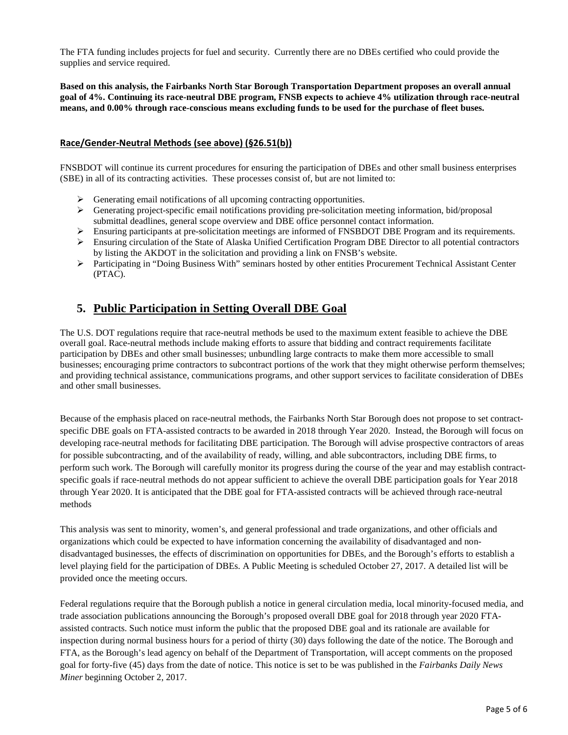The FTA funding includes projects for fuel and security. Currently there are no DBEs certified who could provide the supplies and service required.

**Based on this analysis, the Fairbanks North Star Borough Transportation Department proposes an overall annual goal of 4%. Continuing its race-neutral DBE program, FNSB expects to achieve 4% utilization through race-neutral means, and 0.00% through race-conscious means excluding funds to be used for the purchase of fleet buses.**

### Race/Gender-Neutral Methods (see above) (§26.51(b))

FNSBDOT will continue its current procedures for ensuring the participation of DBEs and other small business enterprises (SBE) in all of its contracting activities. These processes consist of, but are not limited to:

- Generating email notifications of all upcoming contracting opportunities.
- Generating project-specific email notifications providing pre-solicitation meeting information, bid/proposal submittal deadlines, general scope overview and DBE office personnel contact information.
- Ensuring participants at pre-solicitation meetings are informed of FNSBDOT DBE Program and its requirements.
- Ensuring circulation of the State of Alaska Unified Certification Program DBE Director to all potential contractors by listing the AKDOT in the solicitation and providing a link on FNSB's website.
- Participating in "Doing Business With" seminars hosted by other entities Procurement Technical Assistant Center (PTAC).

## 5. Public Participation in Setting Overall DBE Goal

The U.S. DOT regulations require that race-neutral methods be used to the maximum extent feasible to achieve the DBE overall goal. Race-neutral methods include making efforts to assure that bidding and contract requirements facilitate participation by DBEs and other small businesses; unbundling large contracts to make them more accessible to small businesses; encouraging prime contractors to subcontract portions of the work that they might otherwise perform themselves; and providing technical assistance, communications programs, and other support services to facilitate consideration of DBEs and other small businesses.

Because of the emphasis placed on race-neutral methods, the Fairbanks North Star Borough does not propose to set contract-specific DBE goals on FTA-assisted contracts to be awarded in 2018 through Year 2020. Instead, the Borough will focus on developing race-neutral methods for facilitating DBE participation. The Borough will advise prospective contractors of areas for possible subcontracting, and of the availability of ready, willing, and able subcontractors, including DBE firms, to perform such work. The Borough will carefully monitor its progress during the course of the year and may establish contract-specific goals if race-neutral methods do not appear sufficient to achieve the overall DBE participation goals for Year 2018 through Year 2020. It is anticipated that the DBE goal for FTA-assisted contracts will be achieved through race-neutral methods

This analysis was sent to minority, women's, and general professional and trade organizations, and other officials and organizations which could be expected to have information concerning the availability of disadvantaged and non-disadvantaged businesses, the effects of discrimination on opportunities for DBEs, and the Borough's efforts to establish a level playing field for the participation of DBEs. A Public Meeting is scheduled October 27, 2017. A detailed list will be provided once the meeting occurs.

Federal regulations require that the Borough publish a notice in general circulation media, local minority-focused media, and trade association publications announcing the Borough's proposed overall DBE goal for 2018 through year 2020 FTA-assisted contracts. Such notice must inform the public that the proposed DBE goal and its rationale are available for inspection during normal business hours for a period of thirty (30) days following the date of the notice. The Borough and FTA, as the Borough's lead agency on behalf of the Department of Transportation, will accept comments on the proposed goal for forty-five (45) days from the date of notice. This notice is set to be was published in the *Fairbanks Daily News Miner* beginning October 2, 2017.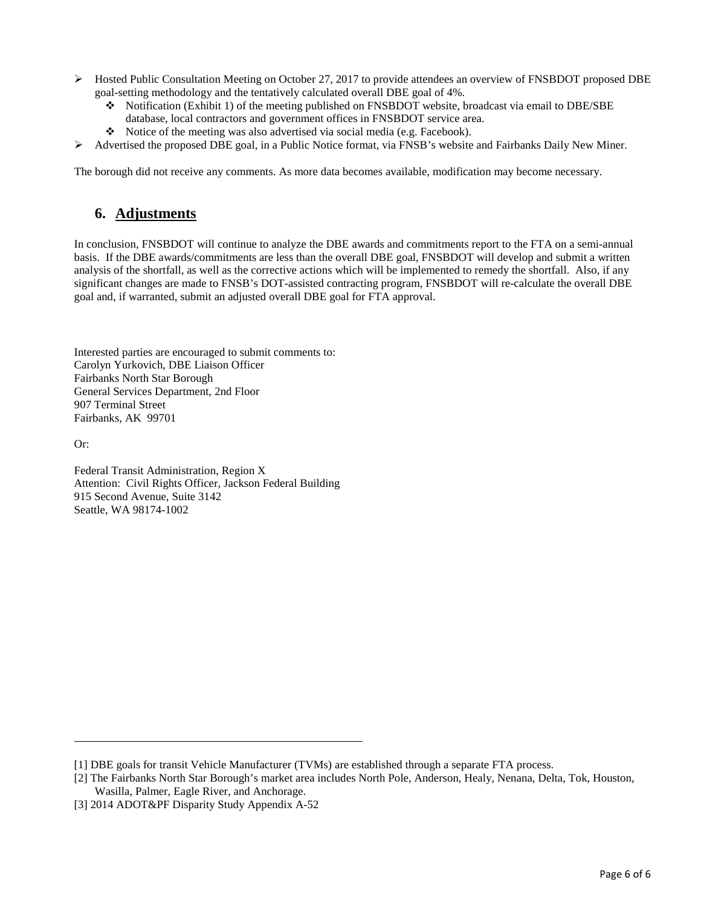- Hosted Public Consultation Meeting on October 27, 2017 to provide attendees an overview of FNSBDOT proposed DBE goal-setting methodology and the tentatively calculated overall DBE goal of 4%.
  - Notification (Exhibit 1) of the meeting published on FNSBDOT website, broadcast via email to DBE/SBE database, local contractors and government offices in FNSBDOT service area.
  - Notice of the meeting was also advertised via social media (e.g. Facebook).
- Advertised the proposed DBE goal, in a Public Notice format, via FNSB's website and Fairbanks Daily New Miner.

The borough did not receive any comments. As more data becomes available, modification may become necessary.

## 6. Adjustments

In conclusion, FNSBDOT will continue to analyze the DBE awards and commitments report to the FTA on a semi-annual basis. If the DBE awards/commitments are less than the overall DBE goal, FNSBDOT will develop and submit a written analysis of the shortfall, as well as the corrective actions which will be implemented to remedy the shortfall. Also, if any significant changes are made to FNSB's DOT-assisted contracting program, FNSBDOT will re-calculate the overall DBE goal and, if warranted, submit an adjusted overall DBE goal for FTA approval.

Interested parties are encouraged to submit comments to:
Carolyn Yurkovich, DBE Liaison Officer
Fairbanks North Star Borough
General Services Department, 2nd Floor
907 Terminal Street
Fairbanks, AK 99701

Or:

Federal Transit Administration, Region X
Attention: Civil Rights Officer, Jackson Federal Building
915 Second Avenue, Suite 3142
Seattle, WA 98174-1002

---

[1] DBE goals for transit Vehicle Manufacturer (TVMs) are established through a separate FTA process.

[2] The Fairbanks North Star Borough's market area includes North Pole, Anderson, Healy, Nenana, Delta, Tok, Houston, Wasilla, Palmer, Eagle River, and Anchorage.

[3] 2014 ADOT&PF Disparity Study Appendix A-52